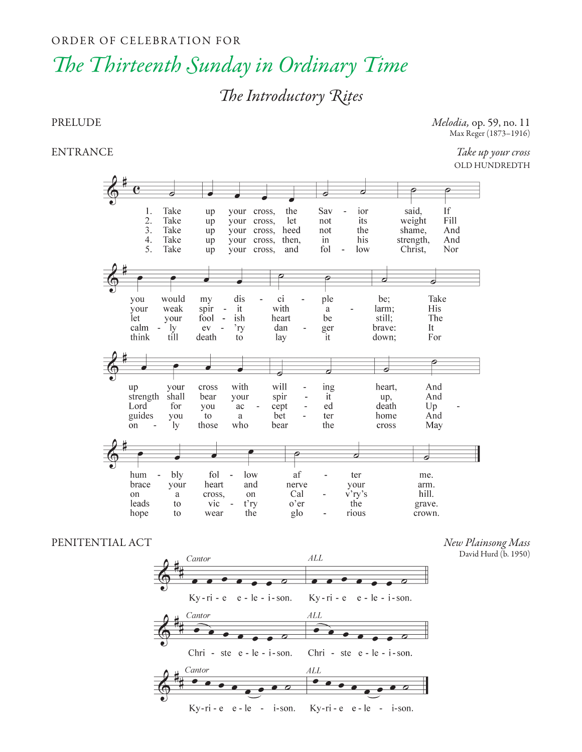ORDER OF CELEBRATION FOR

# *The Thirteenth Sunday in Ordinary Time*

## *The Introductory Rites*

PRELUDE — *Melodia,* op. 59, no. 11
Max Reger (1873–1916)

ENTRANCE — *Take up your cross*
OLD HUNDREDTH

1. Take up your cross, the Savior said, If you would my disciple be; Take up your cross with willing heart, And humbly follow after me.
2. Take up your cross, let not its weight Fill your weak spirit with alarm; His strength shall bear your spirit up, And brace your heart and nerve your arm.
3. Take up your cross, heed not the shame, And let your foolish heart be still; The Lord for you accepted death Upon a cross, on Cal-v'ry's hill.
4. Take up your cross, then, in his strength, And calmly ev'ry danger brave: It guides you to a better home And leads to vic-t'ry o'er the grave.
5. Take up your cross, and follow Christ, Nor think till death to lay it down; For only those who bear the cross May hope to wear the glorious crown.

PENITENTIAL ACT — *New Plainsong Mass*
David Hurd (b. 1950)

*Cantor* Kyrie eleison. *ALL* Kyrie eleison.

*Cantor* Christe eleison. *ALL* Christe eleison.

*Cantor* Kyrie eleison. *ALL* Kyrie eleison.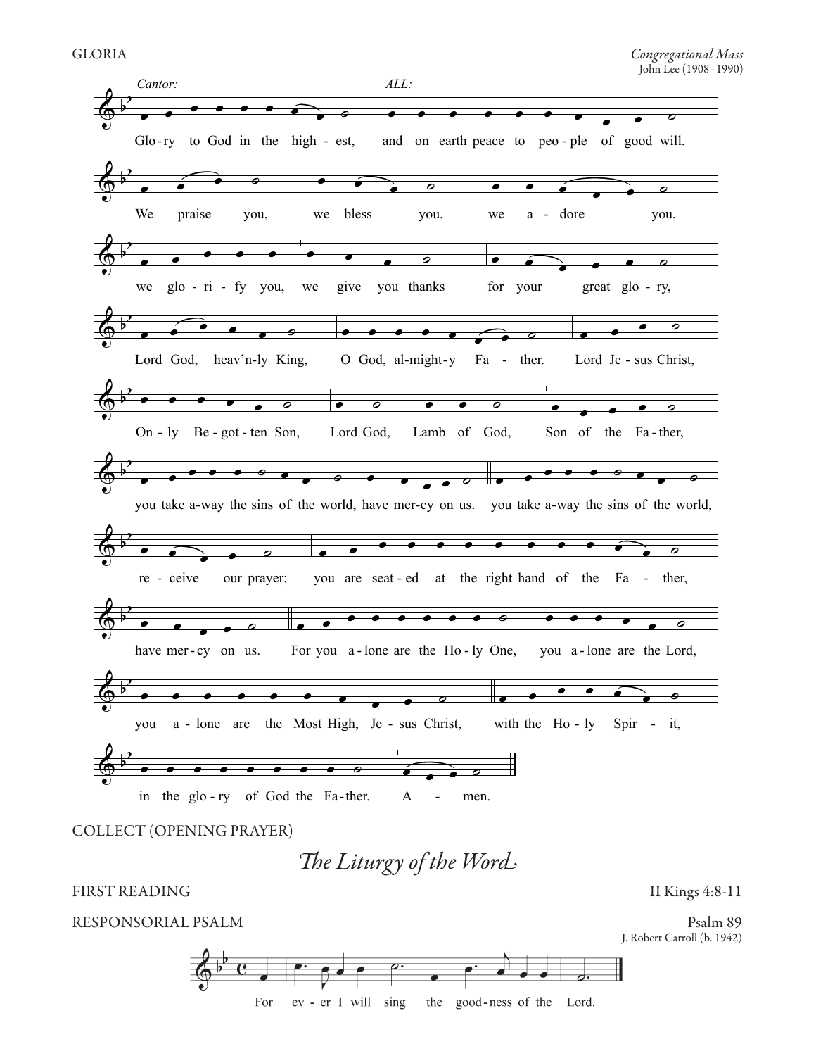GLORIA

*Congregational Mass*
John Lee (1908–1990)

*Cantor:* Glo-ry to God in the high-est, *ALL:* and on earth peace to peo-ple of good will.

We praise you, we bless you, we a-dore you,

we glo-ri-fy you, we give you thanks for your great glo-ry,

Lord God, heav'n-ly King, O God, al-might-y Fa-ther. Lord Je-sus Christ,

On-ly Be-got-ten Son, Lord God, Lamb of God, Son of the Fa-ther,

you take a-way the sins of the world, have mer-cy on us. you take a-way the sins of the world,

re-ceive our prayer; you are seat-ed at the right hand of the Fa-ther,

have mer-cy on us. For you a-lone are the Ho-ly One, you a-lone are the Lord,

you a-lone are the Most High, Je-sus Christ, with the Ho-ly Spir-it,

in the glo-ry of God the Fa-ther. A-men.

COLLECT (OPENING PRAYER)

## *The Liturgy of the Word*

FIRST READING — II Kings 4:8-11

RESPONSORIAL PSALM — Psalm 89

J. Robert Carroll (b. 1942)

For ev-er I will sing the good-ness of the Lord.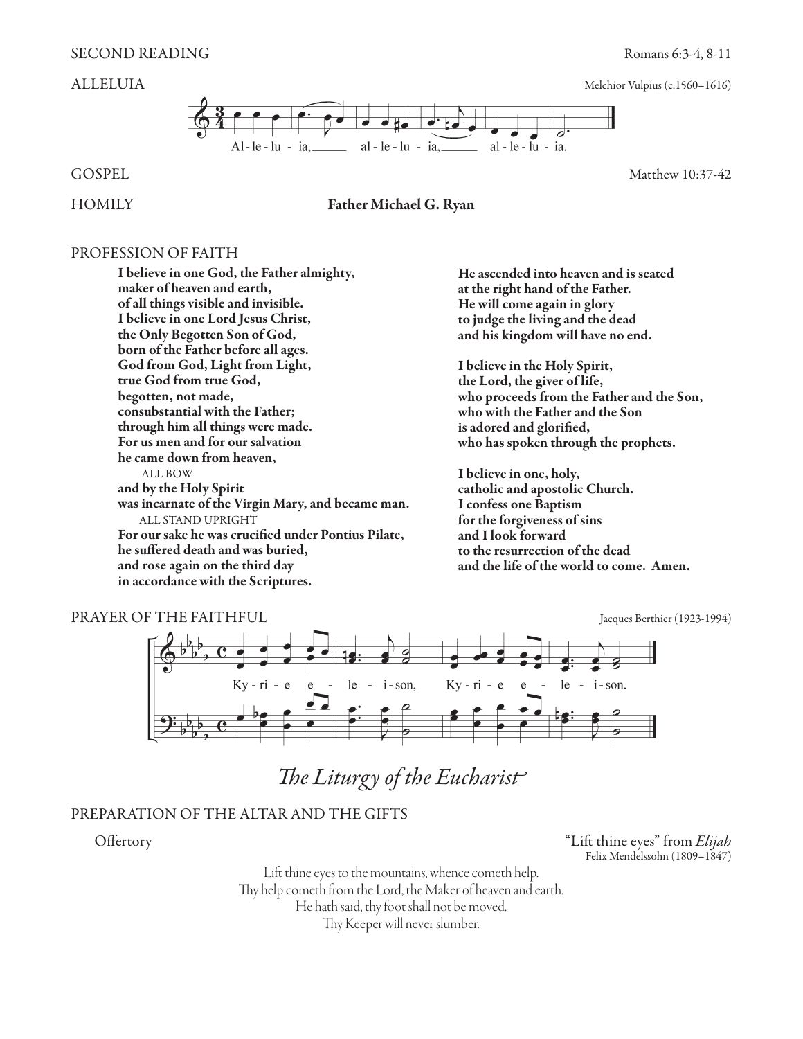SECOND READING Romans 6:3-4, 8-11

ALLELUIA Melchior Vulpius (c.1560–1616)

Al - le - lu - ia, al - le - lu - ia, al - le - lu - ia.

GOSPEL Matthew 10:37-42

HOMILY **Father Michael G. Ryan**

PROFESSION OF FAITH

**I believe in one God, the Father almighty,**
**maker of heaven and earth,**
**of all things visible and invisible.**
**I believe in one Lord Jesus Christ,**
**the Only Begotten Son of God,**
**born of the Father before all ages.**
**God from God, Light from Light,**
**true God from true God,**
**begotten, not made,**
**consubstantial with the Father;**
**through him all things were made.**
**For us men and for our salvation**
**he came down from heaven,**
ALL BOW
**and by the Holy Spirit**
**was incarnate of the Virgin Mary, and became man.**
ALL STAND UPRIGHT
**For our sake he was crucified under Pontius Pilate,**
**he suffered death and was buried,**
**and rose again on the third day**
**in accordance with the Scriptures.**
**He ascended into heaven and is seated**
**at the right hand of the Father.**
**He will come again in glory**
**to judge the living and the dead**
**and his kingdom will have no end.**

**I believe in the Holy Spirit,**
**the Lord, the giver of life,**
**who proceeds from the Father and the Son,**
**who with the Father and the Son**
**is adored and glorified,**
**who has spoken through the prophets.**

**I believe in one, holy,**
**catholic and apostolic Church.**
**I confess one Baptism**
**for the forgiveness of sins**
**and I look forward**
**to the resurrection of the dead**
**and the life of the world to come. Amen.**

PRAYER OF THE FAITHFUL Jacques Berthier (1923-1994)

Ky - ri - e e - le - i - son, Ky - ri - e e - le - i - son.

## *The Liturgy of the Eucharist*

PREPARATION OF THE ALTAR AND THE GIFTS

Offertory "Lift thine eyes" from *Elijah*
Felix Mendelssohn (1809–1847)

Lift thine eyes to the mountains, whence cometh help.
Thy help cometh from the Lord, the Maker of heaven and earth.
He hath said, thy foot shall not be moved.
Thy Keeper will never slumber.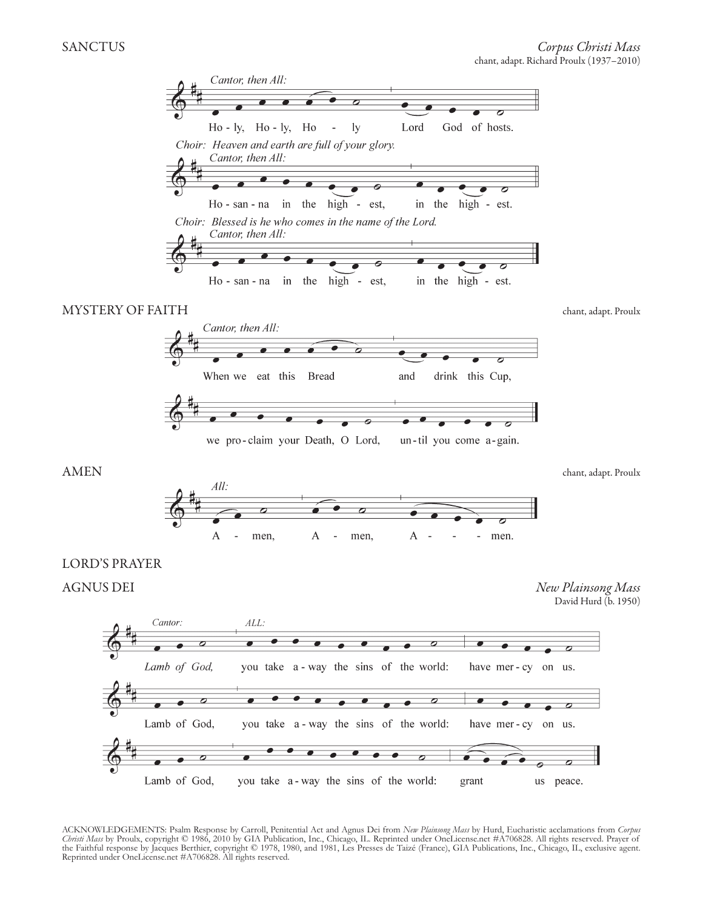## SANCTUS

*Corpus Christi Mass*
chant, adapt. Richard Proulx (1937–2010)

*Cantor, then All:*

Ho - ly, Ho - ly, Ho - ly Lord God of hosts.

*Choir: Heaven and earth are full of your glory.*

*Cantor, then All:*

Ho - san - na in the high - est, in the high - est.

*Choir: Blessed is he who comes in the name of the Lord.*

*Cantor, then All:*

Ho - san - na in the high - est, in the high - est.

## MYSTERY OF FAITH

chant, adapt. Proulx

*Cantor, then All:*

When we eat this Bread and drink this Cup,

we pro - claim your Death, O Lord, un - til you come a - gain.

## AMEN

chant, adapt. Proulx

*All:*

A - men, A - men, A - - - men.

## LORD'S PRAYER

## AGNUS DEI

*New Plainsong Mass*
David Hurd (b. 1950)

*Cantor:* *Lamb of God,* *ALL:* you take a - way the sins of the world: have mer - cy on us.

Lamb of God, you take a - way the sins of the world: have mer - cy on us.

Lamb of God, you take a - way the sins of the world: grant us peace.

ACKNOWLEDGEMENTS: Psalm Response by Carroll, Penitential Act and Agnus Dei from *New Plainsong Mass* by Hurd, Eucharistic acclamations from *Corpus Christi Mass* by Proulx, copyright © 1986, 2010 by GIA Publication, Inc., Chicago, IL. Reprinted under OneLicense.net #A706828. All rights reserved. Prayer of the Faithful response by Jacques Berthier, copyright © 1978, 1980, and 1981, Les Presses de Taizé (France), GIA Publications, Inc., Chicago, IL, exclusive agent. Reprinted under OneLicense.net #A706828. All rights reserved.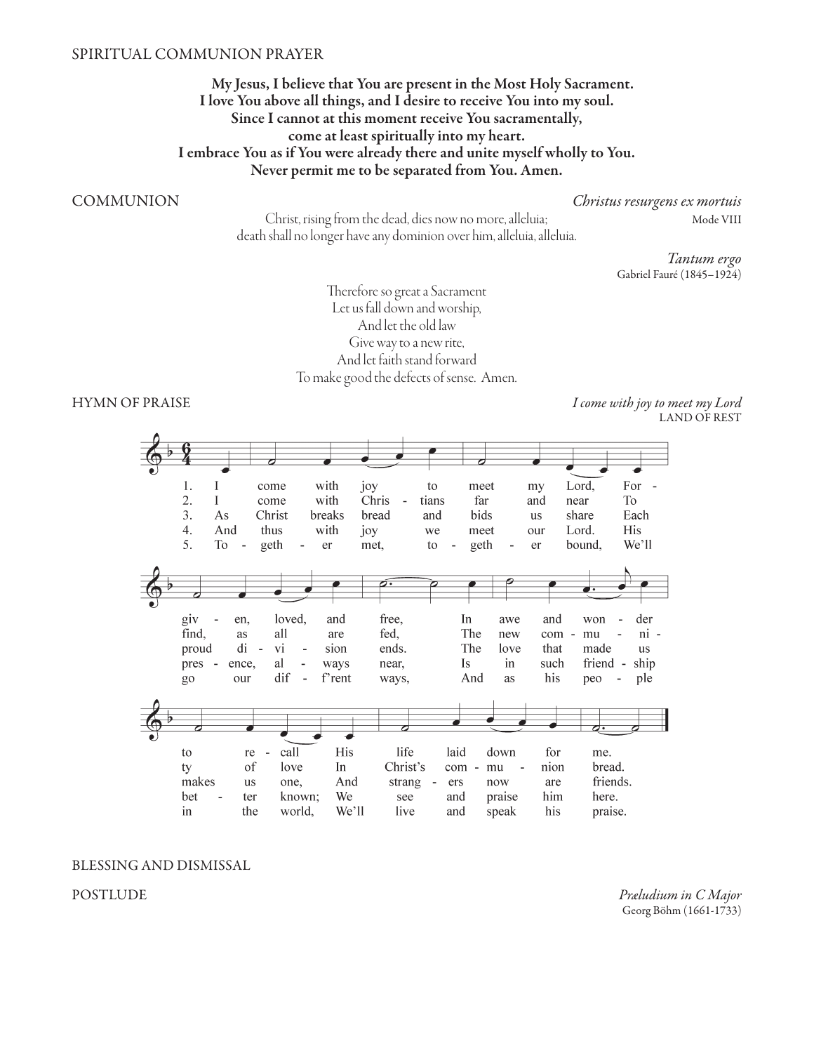SPIRITUAL COMMUNION PRAYER

**My Jesus, I believe that You are present in the Most Holy Sacrament.**
**I love You above all things, and I desire to receive You into my soul.**
**Since I cannot at this moment receive You sacramentally,**
**come at least spiritually into my heart.**
**I embrace You as if You were already there and unite myself wholly to You.**
**Never permit me to be separated from You. Amen.**

COMMUNION *Christus resurgens ex mortuis*

Mode VIII

Christ, rising from the dead, dies now no more, alleluia;
death shall no longer have any dominion over him, alleluia, alleluia.

*Tantum ergo*
Gabriel Fauré (1845–1924)

Therefore so great a Sacrament
Let us fall down and worship,
And let the old law
Give way to a new rite,
And let faith stand forward
To make good the defects of sense. Amen.

HYMN OF PRAISE *I come with joy to meet my Lord*

LAND OF REST

1. I come with joy to meet my Lord, Forgiven, loved, and free, In awe and wonder to recall His life laid down for me.
2. I come with Christians far and near To find, as all are fed, The new community of love In Christ's communion bread.
3. As Christ breaks bread and bids us share Each proud division ends. The love that made us makes us one, And strangers now are friends.
4. And thus with joy we meet our Lord. His presence, always near, Is in such friendship better known; We see and praise him here.
5. Together met, together bound, We'll go our diff'rent ways, And as his people in the world, We'll live and speak his praise.

BLESSING AND DISMISSAL

POSTLUDE *Præludium in C Major*

Georg Böhm (1661-1733)